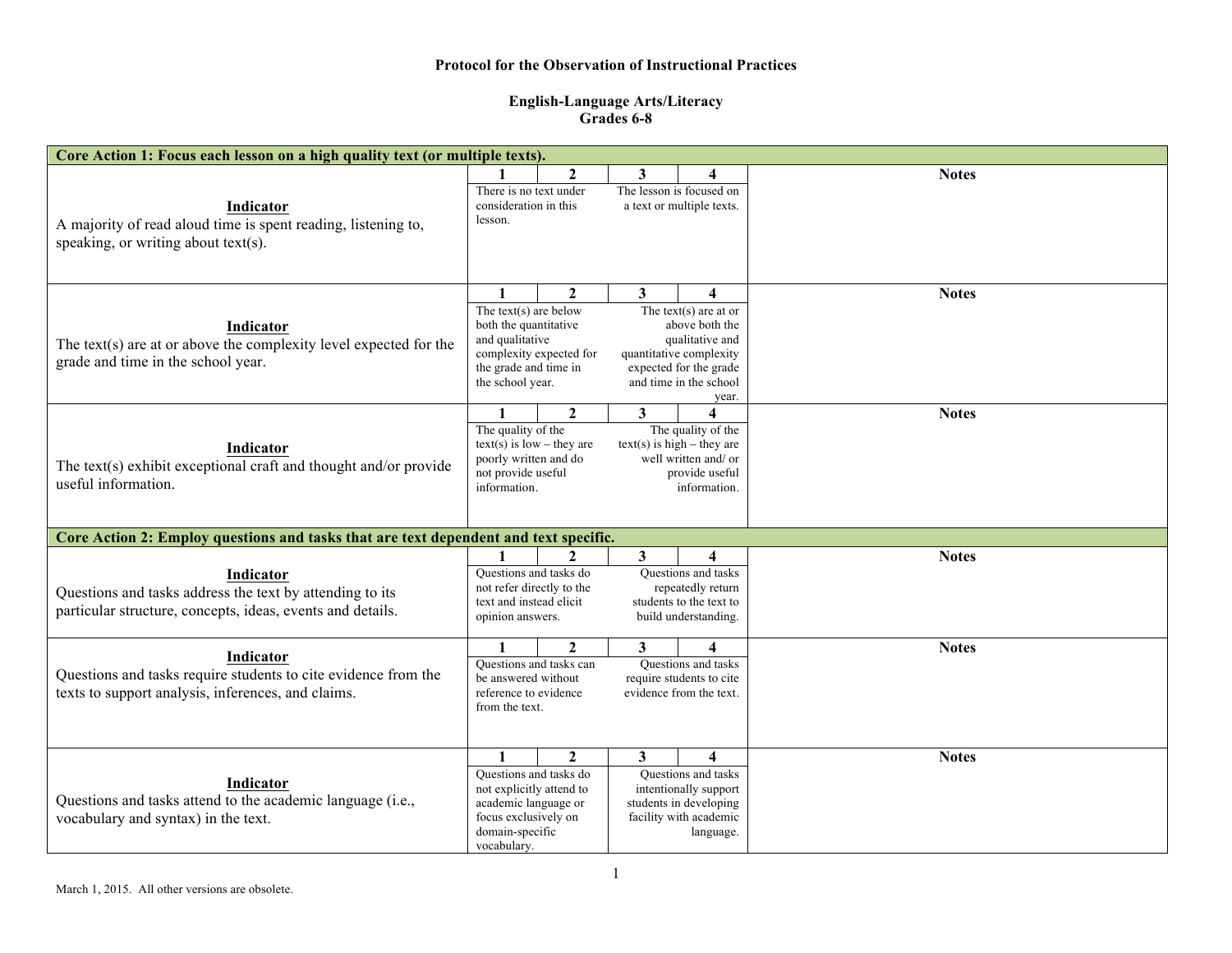**Protocol for the Observation of Instructional Practices**

**English-Language Arts/Literacy**
**Grades 6-8**

| **Core Action 1: Focus each lesson on a high quality text (or multiple texts).** | | | | | |
|---|---|---|---|---|---|
| | **1** | **2** | **3** | **4** | **Notes** |
| **Indicator** A majority of read aloud time is spent reading, listening to, speaking, or writing about text(s). | There is no text under consideration in this lesson. | | | The lesson is focused on a text or multiple texts. | |
| | **1** | **2** | **3** | **4** | **Notes** |
| **Indicator** The text(s) are at or above the complexity level expected for the grade and time in the school year. | The text(s) are below both the quantitative and qualitative complexity expected for the grade and time in the school year. | | | The text(s) are at or above both the qualitative and quantitative complexity expected for the grade and time in the school year. | |
| | **1** | **2** | **3** | **4** | **Notes** |
| **Indicator** The text(s) exhibit exceptional craft and thought and/or provide useful information. | The quality of the text(s) is low – they are poorly written and do not provide useful information. | | | The quality of the text(s) is high – they are well written and/ or provide useful information. | |
| **Core Action 2: Employ questions and tasks that are text dependent and text specific.** | | | | | |
| | **1** | **2** | **3** | **4** | **Notes** |
| **Indicator** Questions and tasks address the text by attending to its particular structure, concepts, ideas, events and details. | Questions and tasks do not refer directly to the text and instead elicit opinion answers. | | | Questions and tasks repeatedly return students to the text to build understanding. | |
| | **1** | **2** | **3** | **4** | **Notes** |
| **Indicator** Questions and tasks require students to cite evidence from the texts to support analysis, inferences, and claims. | Questions and tasks can be answered without reference to evidence from the text. | | | Questions and tasks require students to cite evidence from the text. | |
| | **1** | **2** | **3** | **4** | **Notes** |
| **Indicator** Questions and tasks attend to the academic language (i.e., vocabulary and syntax) in the text. | Questions and tasks do not explicitly attend to academic language or focus exclusively on domain-specific vocabulary. | | | Questions and tasks intentionally support students in developing facility with academic language. | |

March 1, 2015. All other versions are obsolete.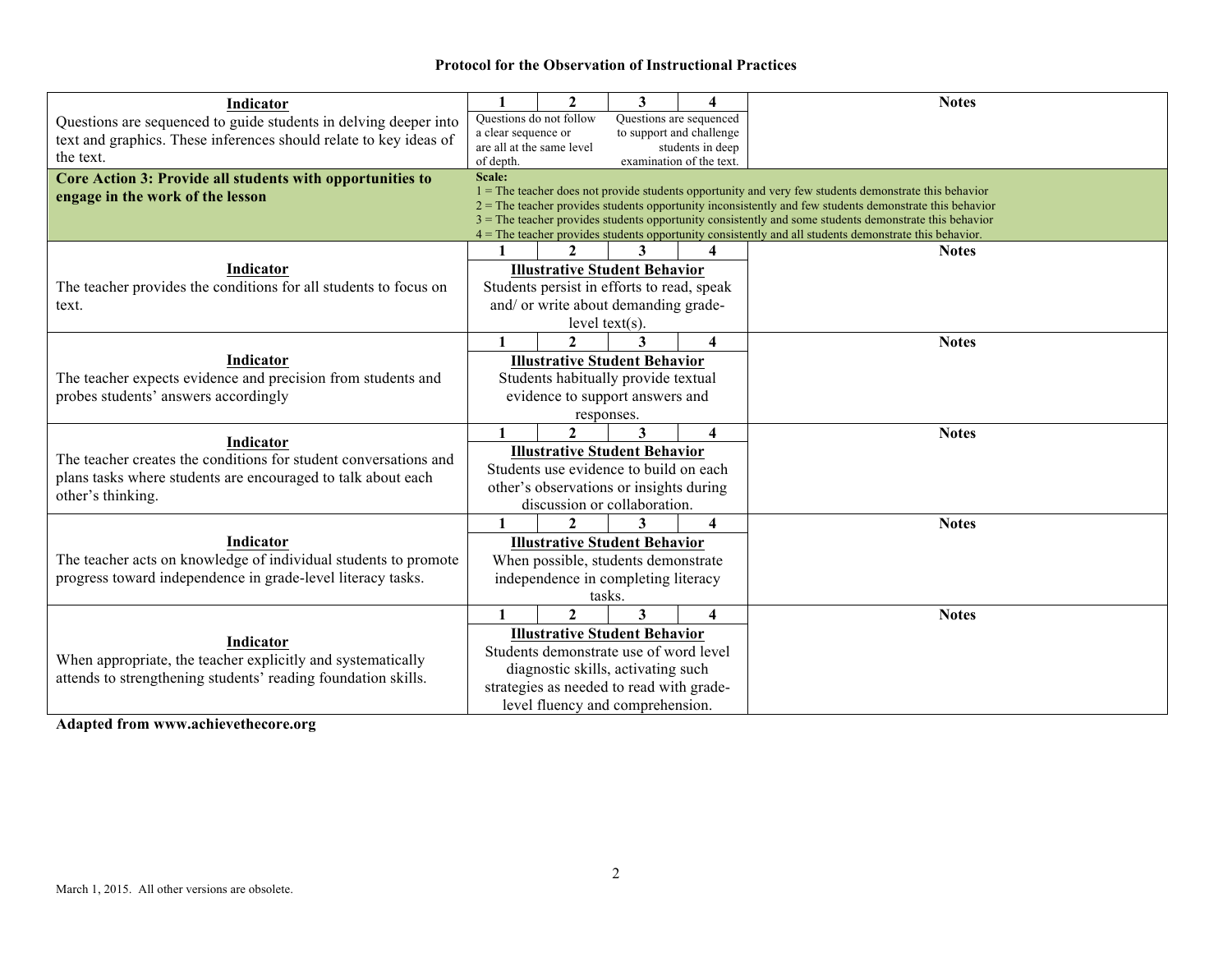**Protocol for the Observation of Instructional Practices**

| Indicator | 1 | 2 | 3 | 4 | Notes |
|---|---|---|---|---|---|
| Questions are sequenced to guide students in delving deeper into text and graphics. These inferences should relate to key ideas of the text. | Questions do not follow a clear sequence or are all at the same level of depth. | | Questions are sequenced to support and challenge students in deep examination of the text. | | |
| **Core Action 3: Provide all students with opportunities to engage in the work of the lesson** | **Scale:** 1 = The teacher does not provide students opportunity and very few students demonstrate this behavior 2 = The teacher provides students opportunity inconsistently and few students demonstrate this behavior 3 = The teacher provides students opportunity consistently and some students demonstrate this behavior 4 = The teacher provides students opportunity consistently and all students demonstrate this behavior. | | | | |
| **Indicator** The teacher provides the conditions for all students to focus on text. | **Illustrative Student Behavior** Students persist in efforts to read, speak and/ or write about demanding grade-level text(s). | | | | |
| **Indicator** The teacher expects evidence and precision from students and probes students' answers accordingly | **Illustrative Student Behavior** Students habitually provide textual evidence to support answers and responses. | | | | |
| **Indicator** The teacher creates the conditions for student conversations and plans tasks where students are encouraged to talk about each other's thinking. | **Illustrative Student Behavior** Students use evidence to build on each other's observations or insights during discussion or collaboration. | | | | |
| **Indicator** The teacher acts on knowledge of individual students to promote progress toward independence in grade-level literacy tasks. | **Illustrative Student Behavior** When possible, students demonstrate independence in completing literacy tasks. | | | | |
| **Indicator** When appropriate, the teacher explicitly and systematically attends to strengthening students' reading foundation skills. | **Illustrative Student Behavior** Students demonstrate use of word level diagnostic skills, activating such strategies as needed to read with grade-level fluency and comprehension. | | | | |

**Adapted from www.achievethecore.org**

March 1, 2015. All other versions are obsolete.